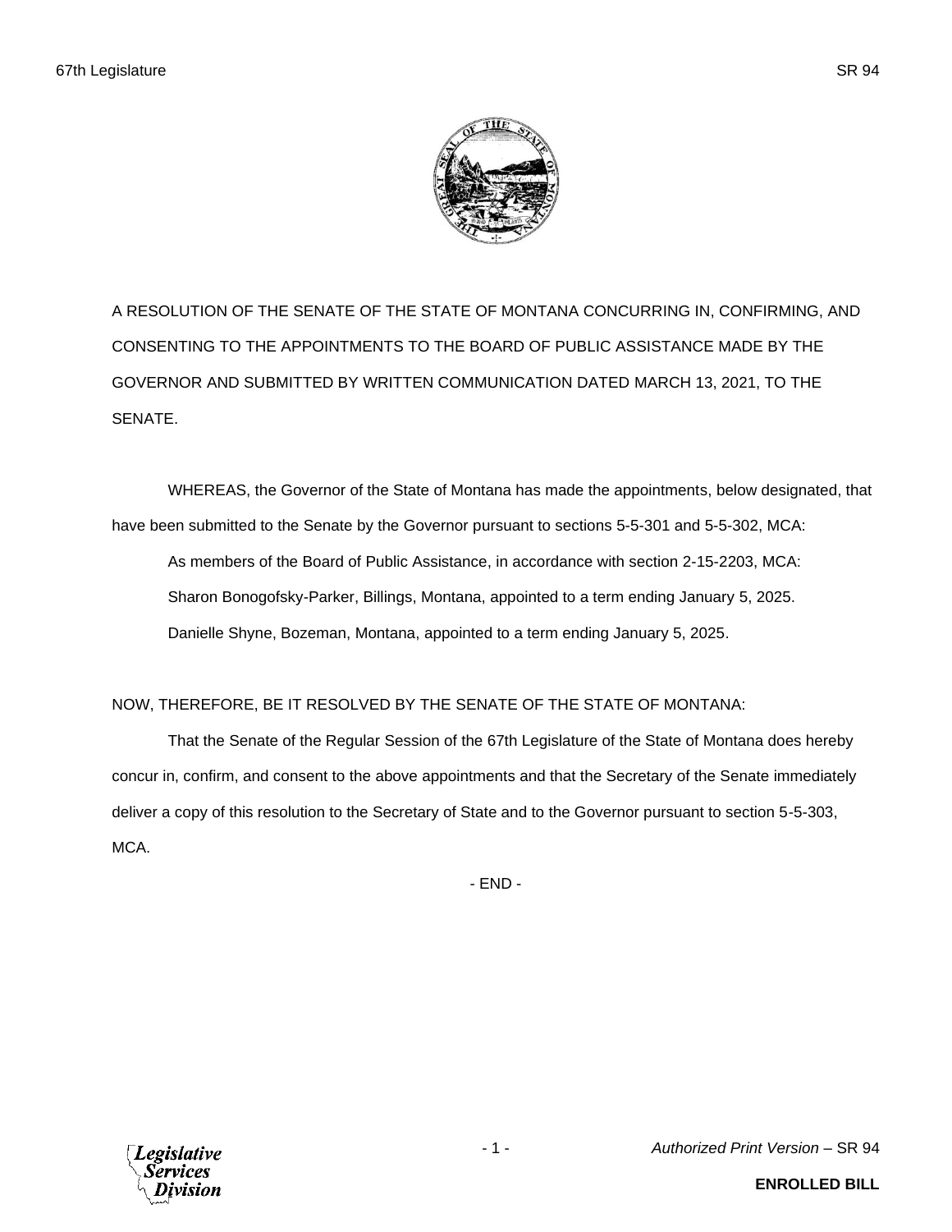A RESOLUTION OF THE SENATE OF THE STATE OF MONTANA CONCURRING IN, CONFIRMING, AND CONSENTING TO THE APPOINTMENTS TO THE BOARD OF PUBLIC ASSISTANCE MADE BY THE GOVERNOR AND SUBMITTED BY WRITTEN COMMUNICATION DATED MARCH 13, 2021, TO THE SENATE.

WHEREAS, the Governor of the State of Montana has made the appointments, below designated, that have been submitted to the Senate by the Governor pursuant to sections 5-5-301 and 5-5-302, MCA:

As members of the Board of Public Assistance, in accordance with section 2-15-2203, MCA:

Sharon Bonogofsky-Parker, Billings, Montana, appointed to a term ending January 5, 2025.

Danielle Shyne, Bozeman, Montana, appointed to a term ending January 5, 2025.

NOW, THEREFORE, BE IT RESOLVED BY THE SENATE OF THE STATE OF MONTANA:

That the Senate of the Regular Session of the 67th Legislature of the State of Montana does hereby concur in, confirm, and consent to the above appointments and that the Secretary of the Senate immediately deliver a copy of this resolution to the Secretary of State and to the Governor pursuant to section 5-5-303, MCA.

- END -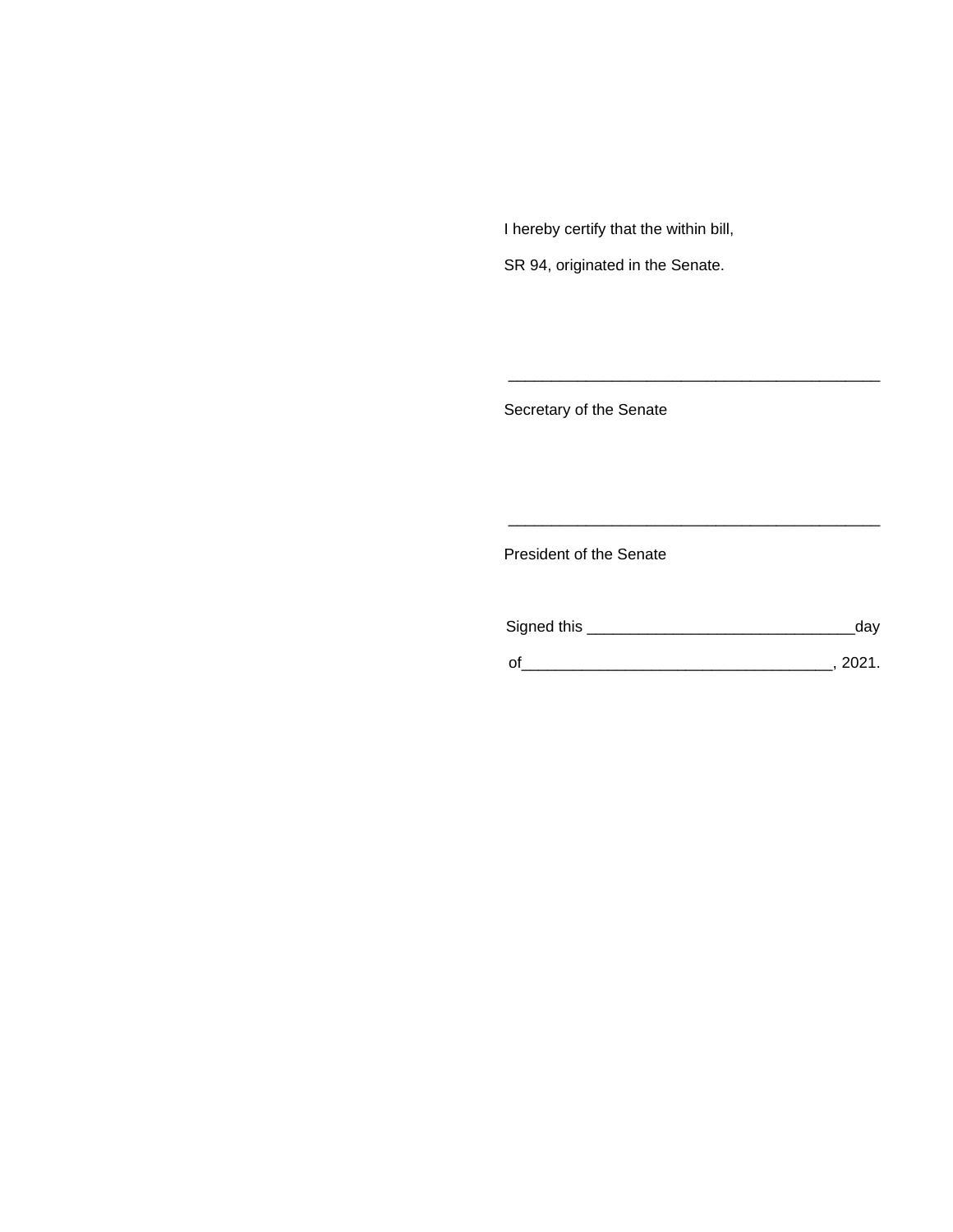I hereby certify that the within bill,

SR 94, originated in the Senate.

\_\_\_\_\_\_\_\_\_\_\_\_\_\_\_\_\_\_\_\_\_\_\_\_\_\_\_\_\_\_\_\_\_\_\_\_\_\_\_\_\_\_\_\_

Secretary of the Senate

\_\_\_\_\_\_\_\_\_\_\_\_\_\_\_\_\_\_\_\_\_\_\_\_\_\_\_\_\_\_\_\_\_\_\_\_\_\_\_\_\_\_\_\_

President of the Senate

Signed this \_\_\_\_\_\_\_\_\_\_\_\_\_\_\_\_\_\_\_\_\_\_\_\_\_\_\_\_\_\_\_day

of\_\_\_\_\_\_\_\_\_\_\_\_\_\_\_\_\_\_\_\_\_\_\_\_\_\_\_\_\_\_\_\_\_\_\_, 2021.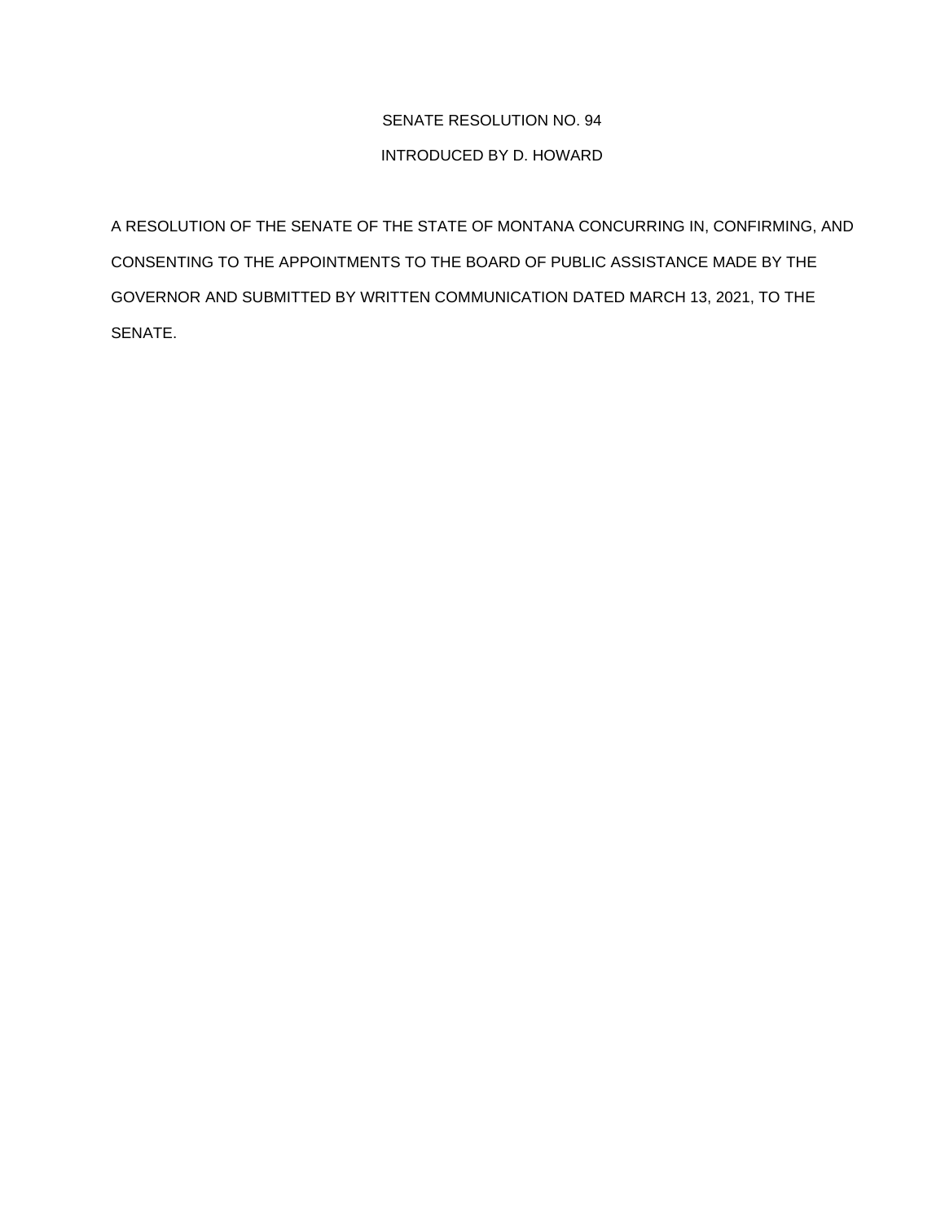SENATE RESOLUTION NO. 94

INTRODUCED BY D. HOWARD

A RESOLUTION OF THE SENATE OF THE STATE OF MONTANA CONCURRING IN, CONFIRMING, AND CONSENTING TO THE APPOINTMENTS TO THE BOARD OF PUBLIC ASSISTANCE MADE BY THE GOVERNOR AND SUBMITTED BY WRITTEN COMMUNICATION DATED MARCH 13, 2021, TO THE SENATE.